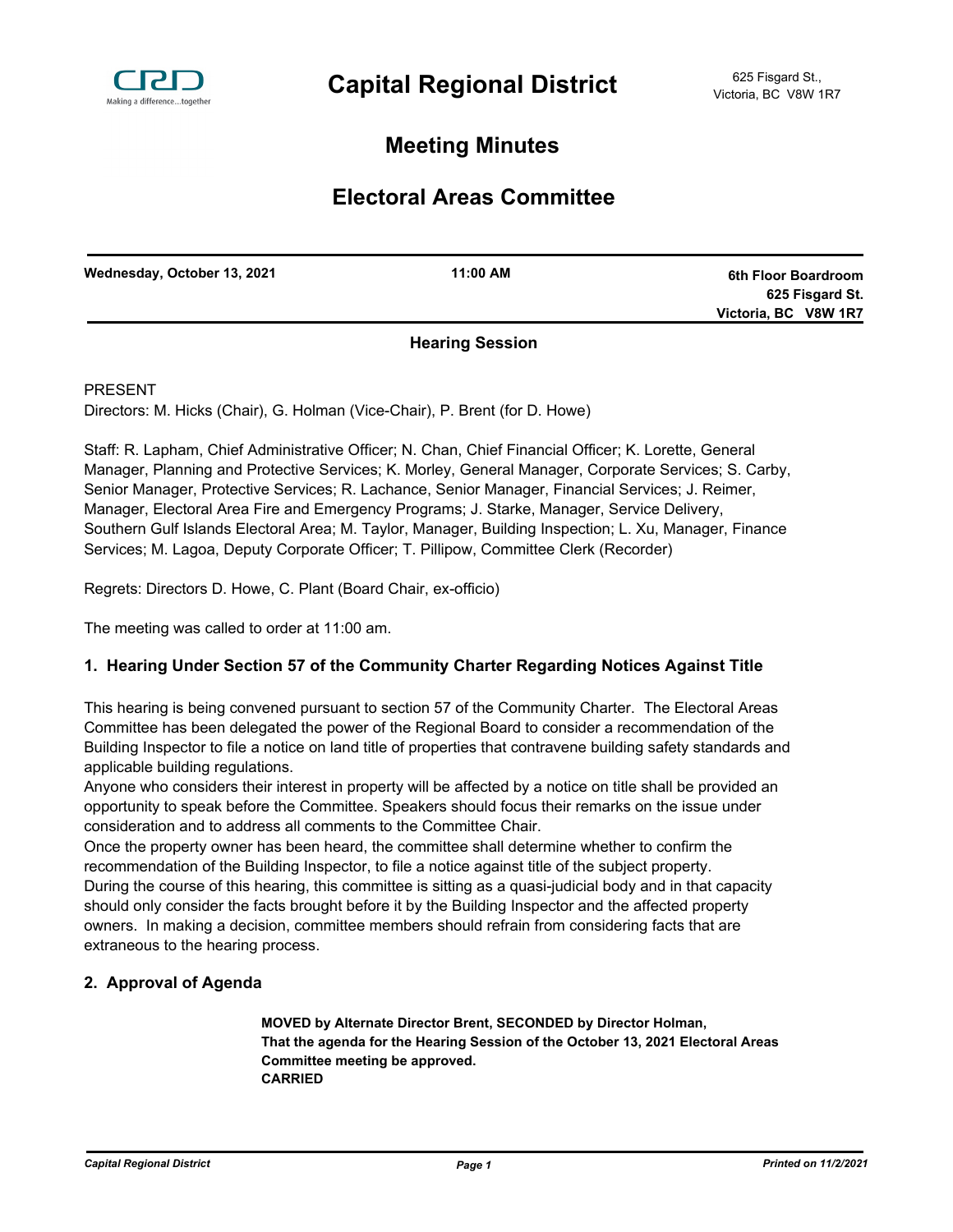# Capital Regional District

625 Fisgard St.,
Victoria, BC V8W 1R7

## Meeting Minutes

## Electoral Areas Committee

| Wednesday, October 13, 2021 | 11:00 AM | 6th Floor Boardroom<br>625 Fisgard St.<br>Victoria, BC V8W 1R7 |
|---|---|---|

**Hearing Session**

PRESENT

Directors: M. Hicks (Chair), G. Holman (Vice-Chair), P. Brent (for D. Howe)

Staff: R. Lapham, Chief Administrative Officer; N. Chan, Chief Financial Officer; K. Lorette, General Manager, Planning and Protective Services; K. Morley, General Manager, Corporate Services; S. Carby, Senior Manager, Protective Services; R. Lachance, Senior Manager, Financial Services; J. Reimer, Manager, Electoral Area Fire and Emergency Programs; J. Starke, Manager, Service Delivery, Southern Gulf Islands Electoral Area; M. Taylor, Manager, Building Inspection; L. Xu, Manager, Finance Services; M. Lagoa, Deputy Corporate Officer; T. Pillipow, Committee Clerk (Recorder)

Regrets: Directors D. Howe, C. Plant (Board Chair, ex-officio)

The meeting was called to order at 11:00 am.

### 1. Hearing Under Section 57 of the Community Charter Regarding Notices Against Title

This hearing is being convened pursuant to section 57 of the Community Charter. The Electoral Areas Committee has been delegated the power of the Regional Board to consider a recommendation of the Building Inspector to file a notice on land title of properties that contravene building safety standards and applicable building regulations.

Anyone who considers their interest in property will be affected by a notice on title shall be provided an opportunity to speak before the Committee. Speakers should focus their remarks on the issue under consideration and to address all comments to the Committee Chair.

Once the property owner has been heard, the committee shall determine whether to confirm the recommendation of the Building Inspector, to file a notice against title of the subject property.

During the course of this hearing, this committee is sitting as a quasi-judicial body and in that capacity should only consider the facts brought before it by the Building Inspector and the affected property owners. In making a decision, committee members should refrain from considering facts that are extraneous to the hearing process.

### 2. Approval of Agenda

**MOVED by Alternate Director Brent, SECONDED by Director Holman,**
**That the agenda for the Hearing Session of the October 13, 2021 Electoral Areas Committee meeting be approved.**
**CARRIED**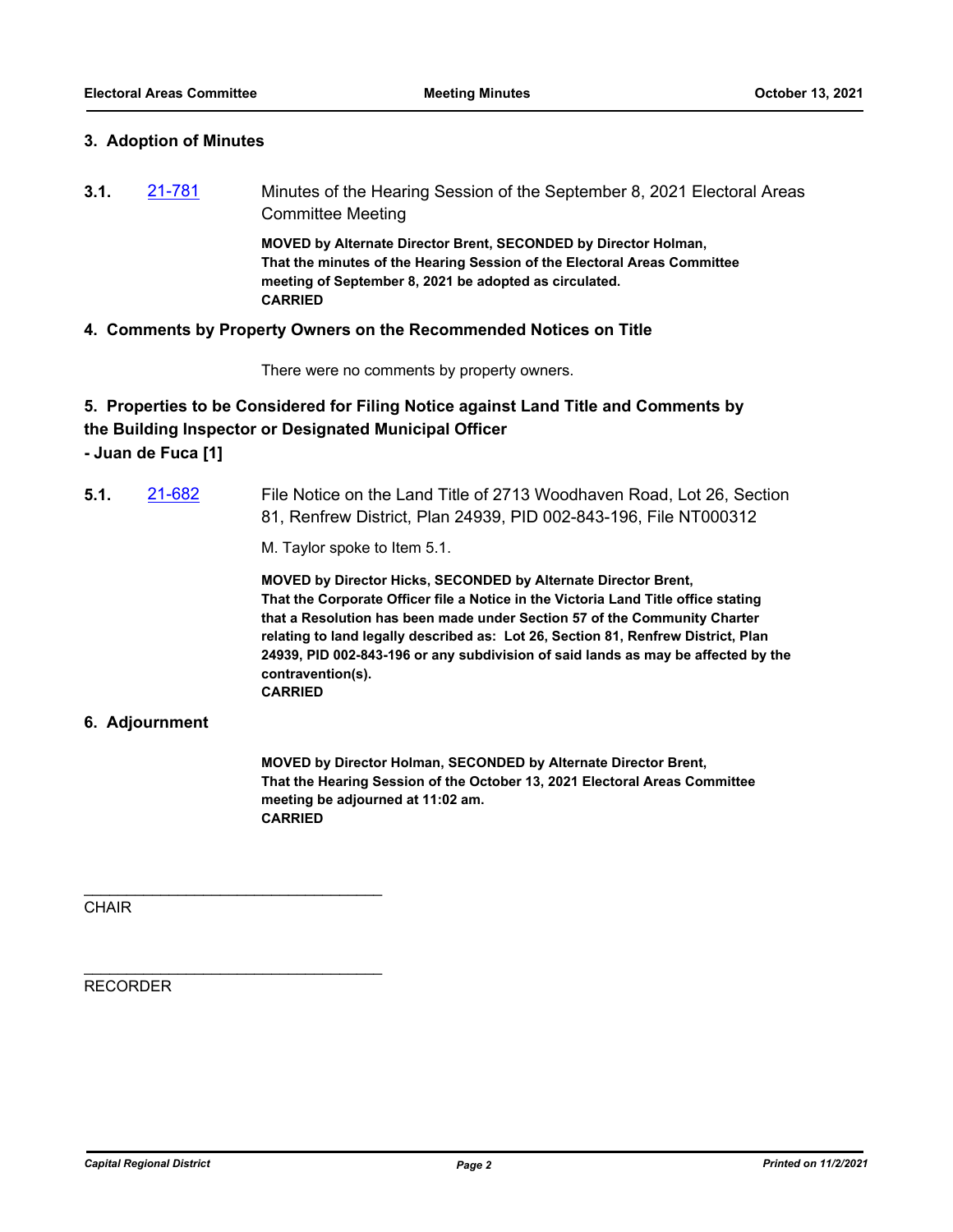## 3. Adoption of Minutes

**3.1.** 21-781 Minutes of the Hearing Session of the September 8, 2021 Electoral Areas Committee Meeting

**MOVED by Alternate Director Brent, SECONDED by Director Holman, That the minutes of the Hearing Session of the Electoral Areas Committee meeting of September 8, 2021 be adopted as circulated. CARRIED**

## 4. Comments by Property Owners on the Recommended Notices on Title

There were no comments by property owners.

## 5. Properties to be Considered for Filing Notice against Land Title and Comments by the Building Inspector or Designated Municipal Officer - Juan de Fuca [1]

**5.1.** 21-682 File Notice on the Land Title of 2713 Woodhaven Road, Lot 26, Section 81, Renfrew District, Plan 24939, PID 002-843-196, File NT000312

M. Taylor spoke to Item 5.1.

**MOVED by Director Hicks, SECONDED by Alternate Director Brent, That the Corporate Officer file a Notice in the Victoria Land Title office stating that a Resolution has been made under Section 57 of the Community Charter relating to land legally described as: Lot 26, Section 81, Renfrew District, Plan 24939, PID 002-843-196 or any subdivision of said lands as may be affected by the contravention(s). CARRIED**

## 6. Adjournment

**MOVED by Director Holman, SECONDED by Alternate Director Brent, That the Hearing Session of the October 13, 2021 Electoral Areas Committee meeting be adjourned at 11:02 am. CARRIED**

___________________________________

CHAIR

___________________________________

RECORDER